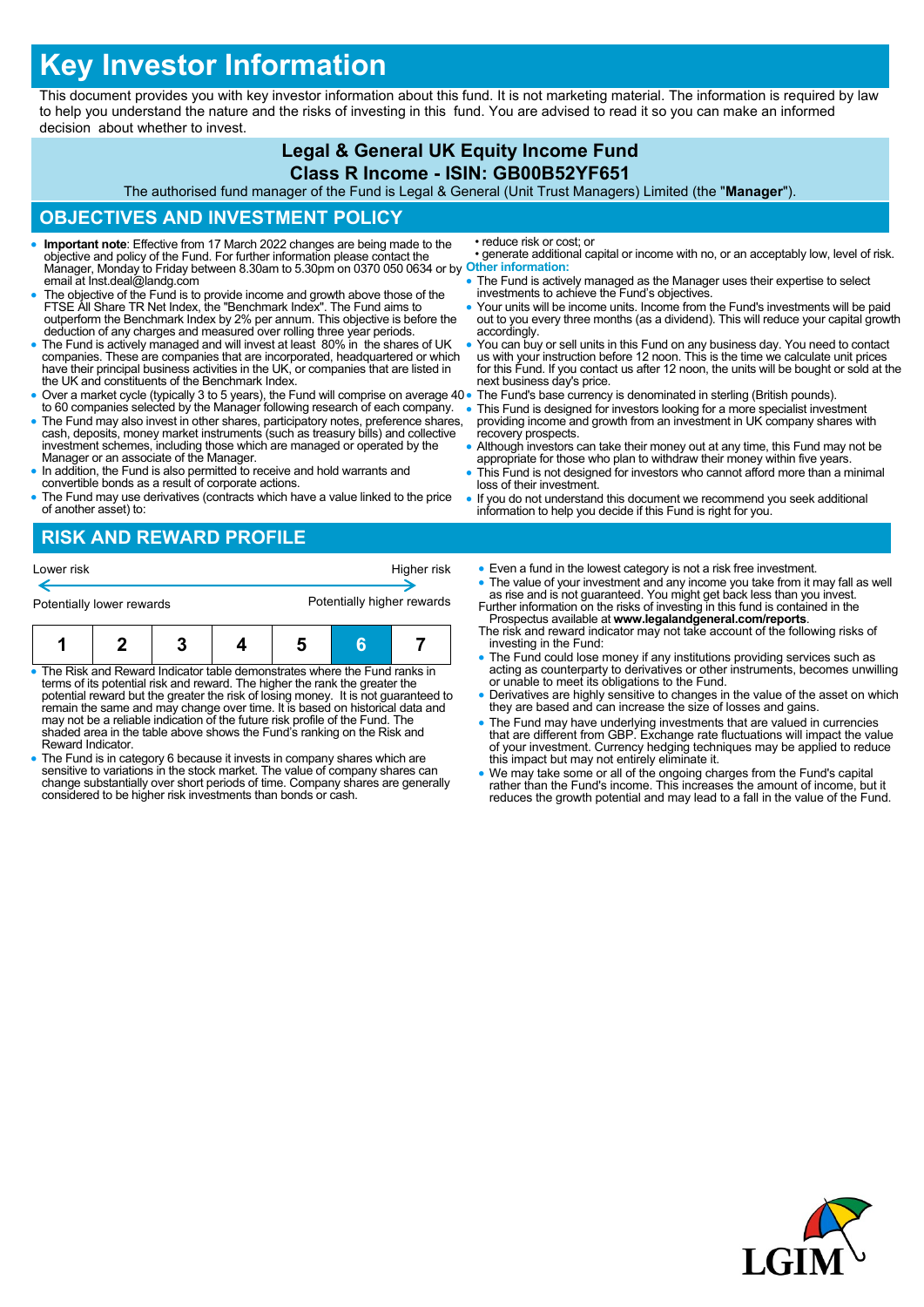# Key Investor Information

This document provides you with key investor information about this fund. It is not marketing material. The information is required by law to help you understand the nature and the risks of investing in this fund. You are advised to read it so you can make an informed decision about whether to invest.

## Legal & General UK Equity Income Fund

## Class R Income - ISIN: GB00B52YF651

The authorised fund manager of the Fund is Legal & General (Unit Trust Managers) Limited (the "**Manager**").

## OBJECTIVES AND INVESTMENT POLICY

- **Important note**: Effective from 17 March 2022 changes are being made to the objective and policy of the Fund. For further information please contact the Manager, Monday to Friday between 8.30am to 5.30pm on 0370 050 0634 or by email at lnst.deal@landg.com
- The objective of the Fund is to provide income and growth above those of the FTSE All Share TR Net Index, the "Benchmark Index". The Fund aims to outperform the Benchmark Index by 2% per annum. This objective is before the deduction of any charges and measured over rolling three year periods.
- The Fund is actively managed and will invest at least 80% in the shares of UK companies. These are companies that are incorporated, headquartered or which have their principal business activities in the UK, or companies that are listed in the UK and constituents of the Benchmark Index.
- Over a market cycle (typically 3 to 5 years), the Fund will comprise on average 40 to 60 companies selected by the Manager following research of each company.
- The Fund may also invest in other shares, participatory notes, preference shares, cash, deposits, money market instruments (such as treasury bills) and collective investment schemes, including those which are managed or operated by the Manager or an associate of the Manager.
- In addition, the Fund is also permitted to receive and hold warrants and convertible bonds as a result of corporate actions.
- The Fund may use derivatives (contracts which have a value linked to the price of another asset) to:
  - reduce risk or cost; or
  - generate additional capital or income with no, or an acceptably low, level of risk.

**Other information:**

- The Fund is actively managed as the Manager uses their expertise to select investments to achieve the Fund's objectives.
- Your units will be income units. Income from the Fund's investments will be paid out to you every three months (as a dividend). This will reduce your capital growth accordingly.
- You can buy or sell units in this Fund on any business day. You need to contact us with your instruction before 12 noon. This is the time we calculate unit prices for this Fund. If you contact us after 12 noon, the units will be bought or sold at the next business day's price.
- The Fund's base currency is denominated in sterling (British pounds).
- This Fund is designed for investors looking for a more specialist investment providing income and growth from an investment in UK company shares with recovery prospects.
- Although investors can take their money out at any time, this Fund may not be appropriate for those who plan to withdraw their money within five years.
- This Fund is not designed for investors who cannot afford more than a minimal loss of their investment.
- If you do not understand this document we recommend you seek additional information to help you decide if this Fund is right for you.

## RISK AND REWARD PROFILE

| Lower risk | | | | | | Higher risk |
|---|---|---|---|---|---|---|
| Potentially lower rewards | | | | | | Potentially higher rewards |
| 1 | 2 | 3 | 4 | 5 | **6** | 7 |

- The Risk and Reward Indicator table demonstrates where the Fund ranks in terms of its potential risk and reward. The higher the rank the greater the potential reward but the greater the risk of losing money. It is not guaranteed to remain the same and may change over time. It is based on historical data and may not be a reliable indication of the future risk profile of the Fund. The shaded area in the table above shows the Fund's ranking on the Risk and Reward Indicator.
- The Fund is in category 6 because it invests in company shares which are sensitive to variations in the stock market. The value of company shares can change substantially over short periods of time. Company shares are generally considered to be higher risk investments than bonds or cash.
- Even a fund in the lowest category is not a risk free investment.
- The value of your investment and any income you take from it may fall as well as rise and is not guaranteed. You might get back less than you invest.

Further information on the risks of investing in this fund is contained in the Prospectus available at **www.legalandgeneral.com/reports**.

The risk and reward indicator may not take account of the following risks of investing in the Fund:

- The Fund could lose money if any institutions providing services such as acting as counterparty to derivatives or other instruments, becomes unwilling or unable to meet its obligations to the Fund.
- Derivatives are highly sensitive to changes in the value of the asset on which they are based and can increase the size of losses and gains.
- The Fund may have underlying investments that are valued in currencies that are different from GBP. Exchange rate fluctuations will impact the value of your investment. Currency hedging techniques may be applied to reduce this impact but may not entirely eliminate it.
- We may take some or all of the ongoing charges from the Fund's capital rather than the Fund's income. This increases the amount of income, but it reduces the growth potential and may lead to a fall in the value of the Fund.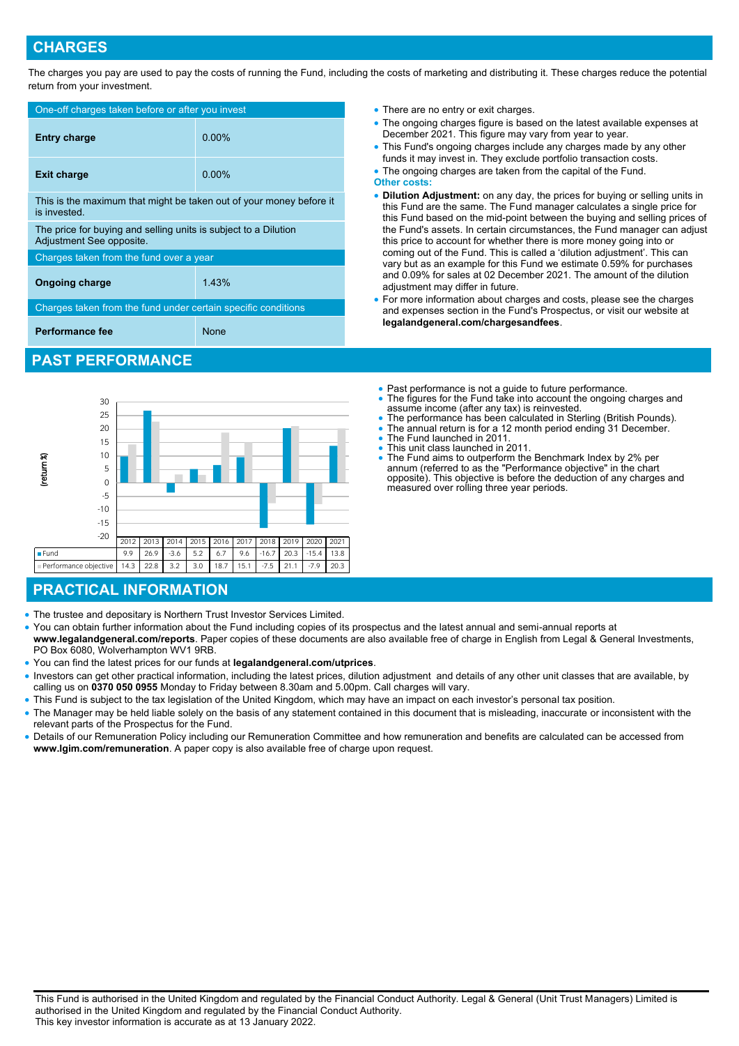## CHARGES

The charges you pay are used to pay the costs of running the Fund, including the costs of marketing and distributing it. These charges reduce the potential return from your investment.

| One-off charges taken before or after you invest | |
|---|---|
| **Entry charge** | 0.00% |
| **Exit charge** | 0.00% |
| This is the maximum that might be taken out of your money before it is invested. | |
| The price for buying and selling units is subject to a Dilution Adjustment See opposite. | |
| Charges taken from the fund over a year | |
| **Ongoing charge** | 1.43% |
| Charges taken from the fund under certain specific conditions | |
| **Performance fee** | None |

- There are no entry or exit charges.
- The ongoing charges figure is based on the latest available expenses at December 2021. This figure may vary from year to year.
- This Fund's ongoing charges include any charges made by any other funds it may invest in. They exclude portfolio transaction costs.
- The ongoing charges are taken from the capital of the Fund.

**Other costs:**

- **Dilution Adjustment:** on any day, the prices for buying or selling units in this Fund are the same. The Fund manager calculates a single price for this Fund based on the mid-point between the buying and selling prices of the Fund's assets. In certain circumstances, the Fund manager can adjust this price to account for whether there is more money going into or coming out of the Fund. This is called a 'dilution adjustment'. This can vary but as an example for this Fund we estimate 0.59% for purchases and 0.09% for sales at 02 December 2021. The amount of the dilution adjustment may differ in future.
- For more information about charges and costs, please see the charges and expenses section in the Fund's Prospectus, or visit our website at **legalandgeneral.com/chargesandfees**.

## PAST PERFORMANCE

(return %)

30
25
20
15
10
5
0
-5
-10
-15
-20

| | 2012 | 2013 | 2014 | 2015 | 2016 | 2017 | 2018 | 2019 | 2020 | 2021 |
|---|---|---|---|---|---|---|---|---|---|---|
| Fund | 9.9 | 26.9 | -3.6 | 5.2 | 6.7 | 9.6 | -16.7 | 20.3 | -15.4 | 13.8 |
| Performance objective | 14.3 | 22.8 | 3.2 | 3.0 | 18.7 | 15.1 | -7.5 | 21.1 | -7.9 | 20.3 |

- Past performance is not a guide to future performance.
- The figures for the Fund take into account the ongoing charges and assume income (after any tax) is reinvested.
- The performance has been calculated in Sterling (British Pounds).
- The annual return is for a 12 month period ending 31 December.
- The Fund launched in 2011.
- This unit class launched in 2011.
- The Fund aims to outperform the Benchmark Index by 2% per annum (referred to as the "Performance objective" in the chart opposite). This objective is before the deduction of any charges and measured over rolling three year periods.

## PRACTICAL INFORMATION

- The trustee and depositary is Northern Trust Investor Services Limited.
- You can obtain further information about the Fund including copies of its prospectus and the latest annual and semi-annual reports at **www.legalandgeneral.com/reports**. Paper copies of these documents are also available free of charge in English from Legal & General Investments, PO Box 6080, Wolverhampton WV1 9RB.
- You can find the latest prices for our funds at **legalandgeneral.com/utprices**.
- Investors can get other practical information, including the latest prices, dilution adjustment and details of any other unit classes that are available, by calling us on **0370 050 0955** Monday to Friday between 8.30am and 5.00pm. Call charges will vary.
- This Fund is subject to the tax legislation of the United Kingdom, which may have an impact on each investor's personal tax position.
- The Manager may be held liable solely on the basis of any statement contained in this document that is misleading, inaccurate or inconsistent with the relevant parts of the Prospectus for the Fund.
- Details of our Remuneration Policy including our Remuneration Committee and how remuneration and benefits are calculated can be accessed from **www.lgim.com/remuneration**. A paper copy is also available free of charge upon request.

This Fund is authorised in the United Kingdom and regulated by the Financial Conduct Authority. Legal & General (Unit Trust Managers) Limited is authorised in the United Kingdom and regulated by the Financial Conduct Authority.
This key investor information is accurate as at 13 January 2022.